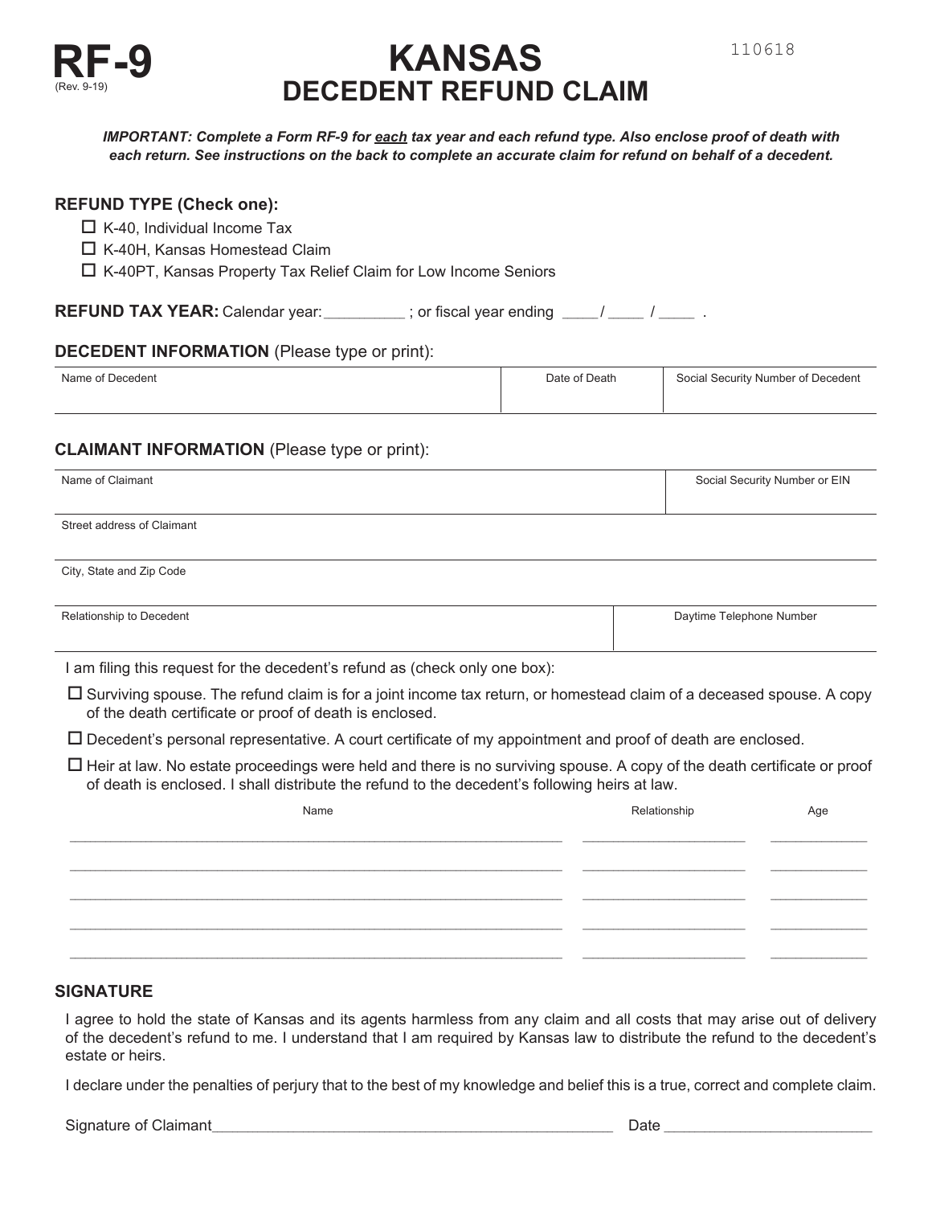# RF-9

(Rev. 9-19)

110618

# KANSAS
## DECENT REFUND CLAIM

***IMPORTANT: Complete a Form RF-9 for each tax year and each refund type. Also enclose proof of death with each return. See instructions on the back to complete an accurate claim for refund on behalf of a decedent.***

### REFUND TYPE (Check one):

- ☐ K-40, Individual Income Tax
- ☐ K-40H, Kansas Homestead Claim
- ☐ K-40PT, Kansas Property Tax Relief Claim for Low Income Seniors

**REFUND TAX YEAR:** Calendar year:__________ ; or fiscal year ending ____/ ____ / ____ .

### DECEDENT INFORMATION (Please type or print):

| Name of Decedent | Date of Death | Social Security Number of Decedent |
|---|---|---|
| | | |

### CLAIMANT INFORMATION (Please type or print):

| Name of Claimant | Social Security Number or EIN |
|---|---|
| | |

| Street address of Claimant |
|---|
| |

| City, State and Zip Code |
|---|
| |

| Relationship to Decedent | Daytime Telephone Number |
|---|---|
| | |

I am filing this request for the decedent's refund as (check only one box):

☐ Surviving spouse. The refund claim is for a joint income tax return, or homestead claim of a deceased spouse. A copy of the death certificate or proof of death is enclosed.

☐ Decedent's personal representative. A court certificate of my appointment and proof of death are enclosed.

☐ Heir at law. No estate proceedings were held and there is no surviving spouse. A copy of the death certificate or proof of death is enclosed. I shall distribute the refund to the decedent's following heirs at law.

| Name | Relationship | Age |
|---|---|---|
| | | |
| | | |
| | | |
| | | |
| | | |

### SIGNATURE

I agree to hold the state of Kansas and its agents harmless from any claim and all costs that may arise out of delivery of the decedent's refund to me. I understand that I am required by Kansas law to distribute the refund to the decedent's estate or heirs.

I declare under the penalties of perjury that to the best of my knowledge and belief this is a true, correct and complete claim.

Signature of Claimant__________________________________________________ Date ________________________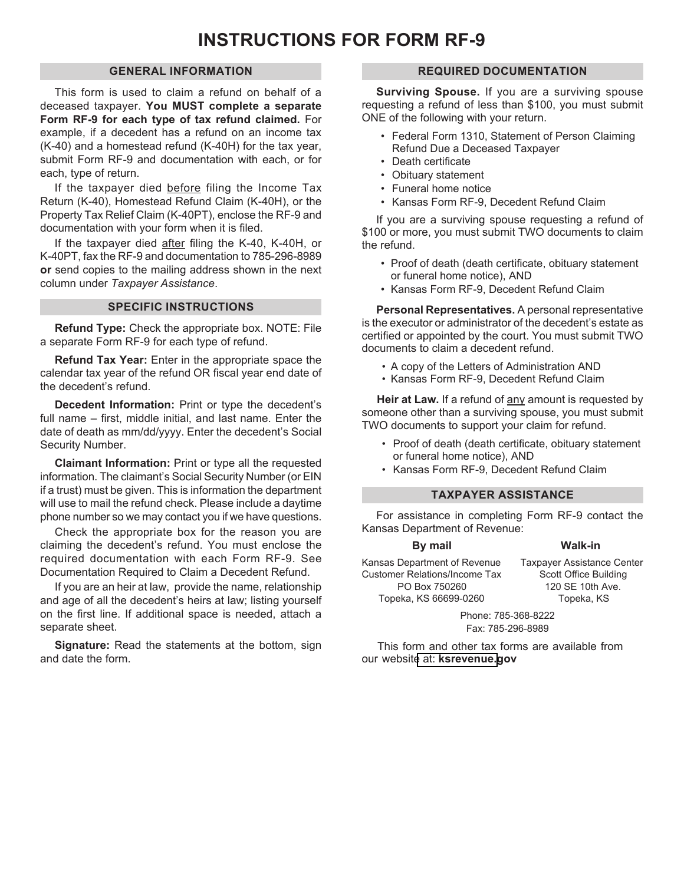# INSTRUCTIONS FOR FORM RF-9

## GENERAL INFORMATION

This form is used to claim a refund on behalf of a deceased taxpayer. **You MUST complete a separate Form RF-9 for each type of tax refund claimed.** For example, if a decedent has a refund on an income tax (K-40) and a homestead refund (K-40H) for the tax year, submit Form RF-9 and documentation with each, or for each, type of return.

If the taxpayer died before filing the Income Tax Return (K-40), Homestead Refund Claim (K-40H), or the Property Tax Relief Claim (K-40PT), enclose the RF-9 and documentation with your form when it is filed.

If the taxpayer died after filing the K-40, K-40H, or K-40PT, fax the RF-9 and documentation to 785-296-8989 **or** send copies to the mailing address shown in the next column under *Taxpayer Assistance*.

## SPECIFIC INSTRUCTIONS

**Refund Type:** Check the appropriate box. NOTE: File a separate Form RF-9 for each type of refund.

**Refund Tax Year:** Enter in the appropriate space the calendar tax year of the refund OR fiscal year end date of the decedent's refund.

**Decedent Information:** Print or type the decedent's full name – first, middle initial, and last name. Enter the date of death as mm/dd/yyyy. Enter the decedent's Social Security Number.

**Claimant Information:** Print or type all the requested information. The claimant's Social Security Number (or EIN if a trust) must be given. This is information the department will use to mail the refund check. Please include a daytime phone number so we may contact you if we have questions.

Check the appropriate box for the reason you are claiming the decedent's refund. You must enclose the required documentation with each Form RF-9. See Documentation Required to Claim a Decedent Refund.

If you are an heir at law, provide the name, relationship and age of all the decedent's heirs at law; listing yourself on the first line. If additional space is needed, attach a separate sheet.

**Signature:** Read the statements at the bottom, sign and date the form.

## REQUIRED DOCUMENTATION

**Surviving Spouse.** If you are a surviving spouse requesting a refund of less than $100, you must submit ONE of the following with your return.

- Federal Form 1310, Statement of Person Claiming Refund Due a Deceased Taxpayer
- Death certificate
- Obituary statement
- Funeral home notice
- Kansas Form RF-9, Decedent Refund Claim

If you are a surviving spouse requesting a refund of $100 or more, you must submit TWO documents to claim the refund.

- Proof of death (death certificate, obituary statement or funeral home notice), AND
- Kansas Form RF-9, Decedent Refund Claim

**Personal Representatives.** A personal representative is the executor or administrator of the decedent's estate as certified or appointed by the court. You must submit TWO documents to claim a decedent refund.

- A copy of the Letters of Administration AND
- Kansas Form RF-9, Decedent Refund Claim

**Heir at Law.** If a refund of any amount is requested by someone other than a surviving spouse, you must submit TWO documents to support your claim for refund.

- Proof of death (death certificate, obituary statement or funeral home notice), AND
- Kansas Form RF-9, Decedent Refund Claim

## TAXPAYER ASSISTANCE

For assistance in completing Form RF-9 contact the Kansas Department of Revenue:

**By mail**

Kansas Department of Revenue
Customer Relations/Income Tax
PO Box 750260
Topeka, KS 66699-0260

**Walk-in**

Taxpayer Assistance Center
Scott Office Building
120 SE 10th Ave.
Topeka, KS

Phone: 785-368-8222
Fax: 785-296-8989

This form and other tax forms are available from our website at: **ksrevenue.gov**